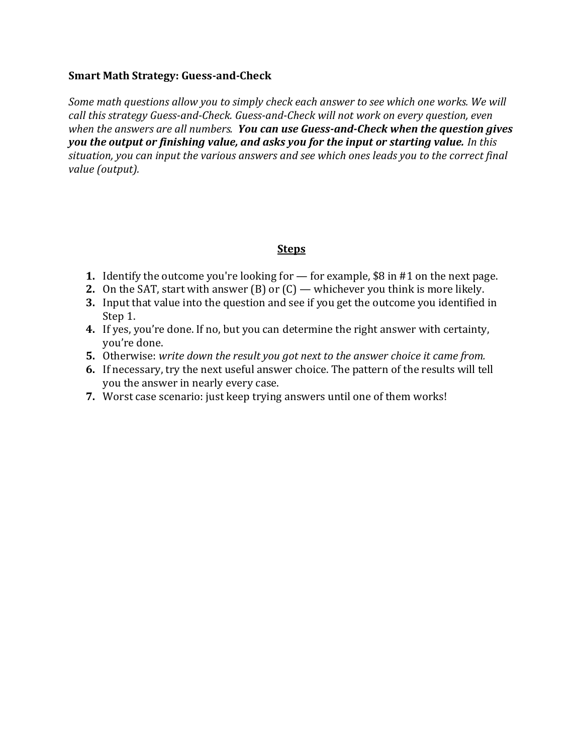**Smart Math Strategy: Guess-and-Check**

*Some math questions allow you to simply check each answer to see which one works. We will call this strategy Guess-and-Check. Guess-and-Check will not work on every question, even when the answers are all numbers.* ***You can use Guess-and-Check when the question gives you the output or finishing value, and asks you for the input or starting value.*** *In this situation, you can input the various answers and see which ones leads you to the correct final value (output).*

## Steps

1. Identify the outcome you're looking for — for example, $8 in #1 on the next page.
2. On the SAT, start with answer (B) or (C) — whichever you think is more likely.
3. Input that value into the question and see if you get the outcome you identified in Step 1.
4. If yes, you're done. If no, but you can determine the right answer with certainty, you're done.
5. Otherwise: *write down the result you got next to the answer choice it came from.*
6. If necessary, try the next useful answer choice. The pattern of the results will tell you the answer in nearly every case.
7. Worst case scenario: just keep trying answers until one of them works!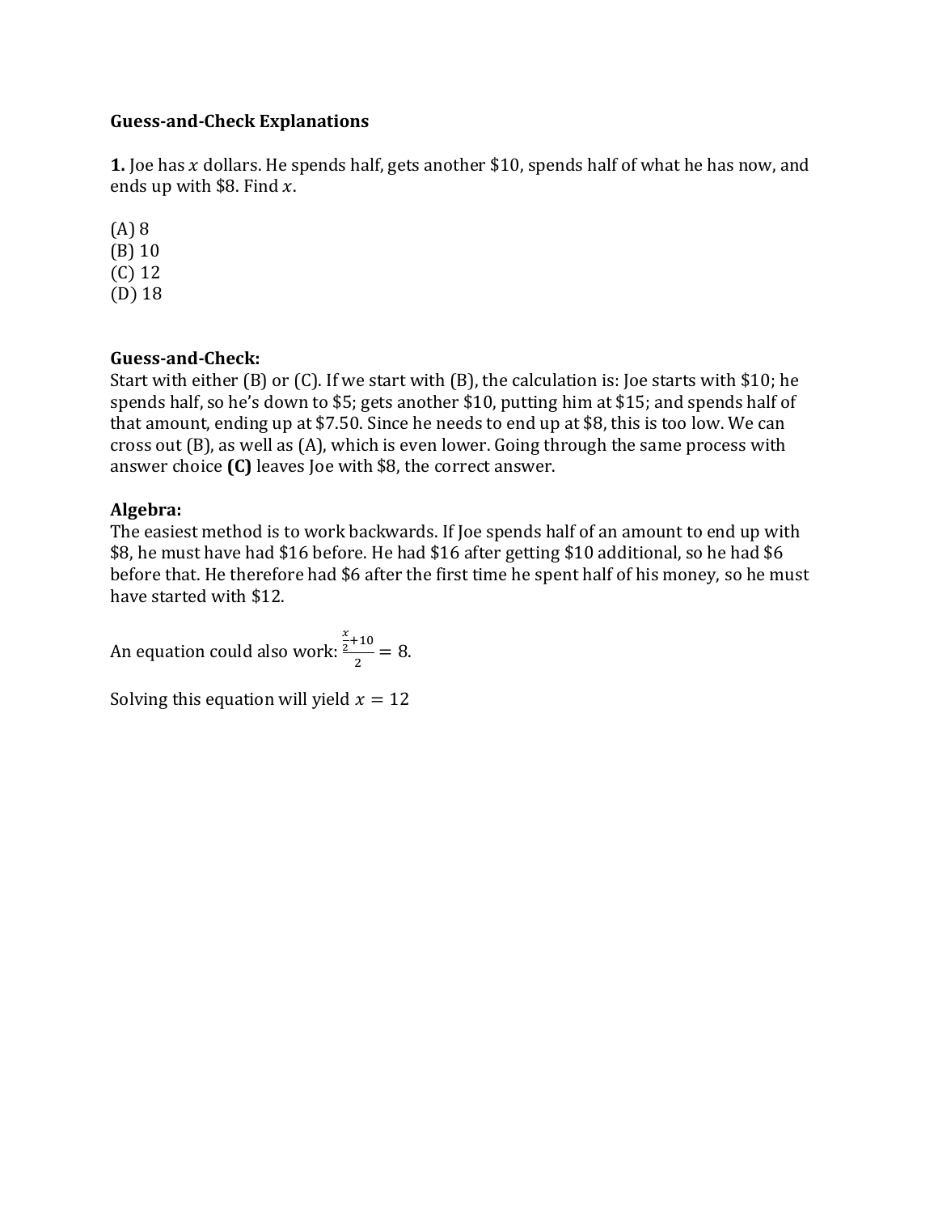**Guess-and-Check Explanations**

**1.** Joe has $x$ dollars. He spends half, gets another $10, spends half of what he has now, and ends up with $8. Find $x$.

(A) 8
(B) 10
(C) 12
(D) 18

**Guess-and-Check:**
Start with either (B) or (C). If we start with (B), the calculation is: Joe starts with $10; he spends half, so he's down to $5; gets another $10, putting him at $15; and spends half of that amount, ending up at $7.50. Since he needs to end up at $8, this is too low. We can cross out (B), as well as (A), which is even lower. Going through the same process with answer choice **(C)** leaves Joe with $8, the correct answer.

**Algebra:**
The easiest method is to work backwards. If Joe spends half of an amount to end up with $8, he must have had $16 before. He had $16 after getting $10 additional, so he had $6 before that. He therefore had $6 after the first time he spent half of his money, so he must have started with $12.

An equation could also work: $\frac{\frac{x}{2}+10}{2} = 8$.

Solving this equation will yield $x = 12$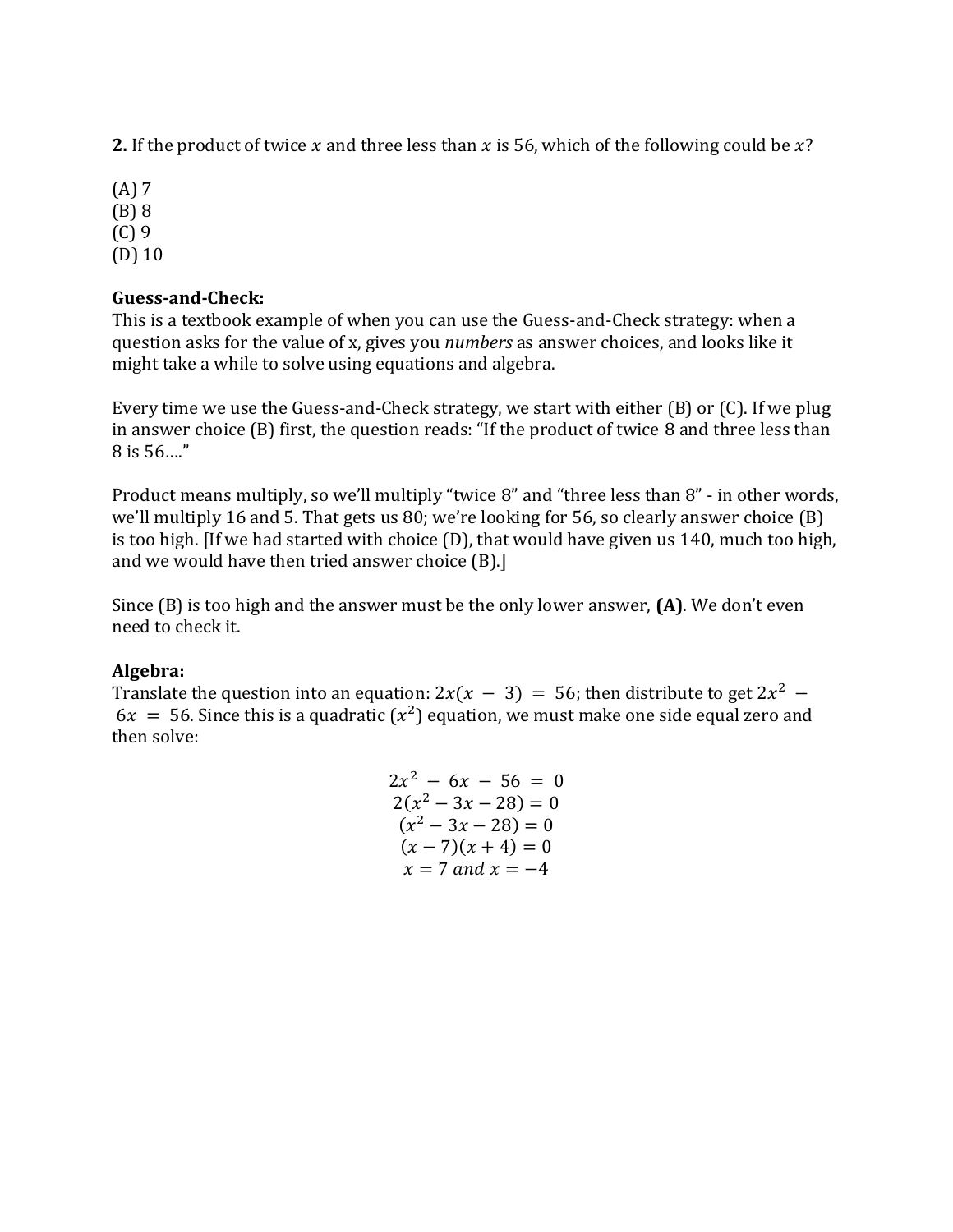**2.** If the product of twice $x$ and three less than $x$ is 56, which of the following could be $x$?

(A) 7
(B) 8
(C) 9
(D) 10

**Guess-and-Check:**
This is a textbook example of when you can use the Guess-and-Check strategy: when a question asks for the value of x, gives you *numbers* as answer choices, and looks like it might take a while to solve using equations and algebra.

Every time we use the Guess-and-Check strategy, we start with either (B) or (C). If we plug in answer choice (B) first, the question reads: "If the product of twice 8 and three less than 8 is 56...."

Product means multiply, so we'll multiply "twice 8" and "three less than 8" - in other words, we'll multiply 16 and 5. That gets us 80; we're looking for 56, so clearly answer choice (B) is too high. [If we had started with choice (D), that would have given us 140, much too high, and we would have then tried answer choice (B).]

Since (B) is too high and the answer must be the only lower answer, **(A)**. We don't even need to check it.

**Algebra:**
Translate the question into an equation: $2x(x - 3) = 56$; then distribute to get $2x^2 - 6x = 56$. Since this is a quadratic ($x^2$) equation, we must make one side equal zero and then solve:

$$2x^2 - 6x - 56 = 0$$
$$2(x^2 - 3x - 28) = 0$$
$$(x^2 - 3x - 28) = 0$$
$$(x - 7)(x + 4) = 0$$
$$x = 7 \text{ and } x = -4$$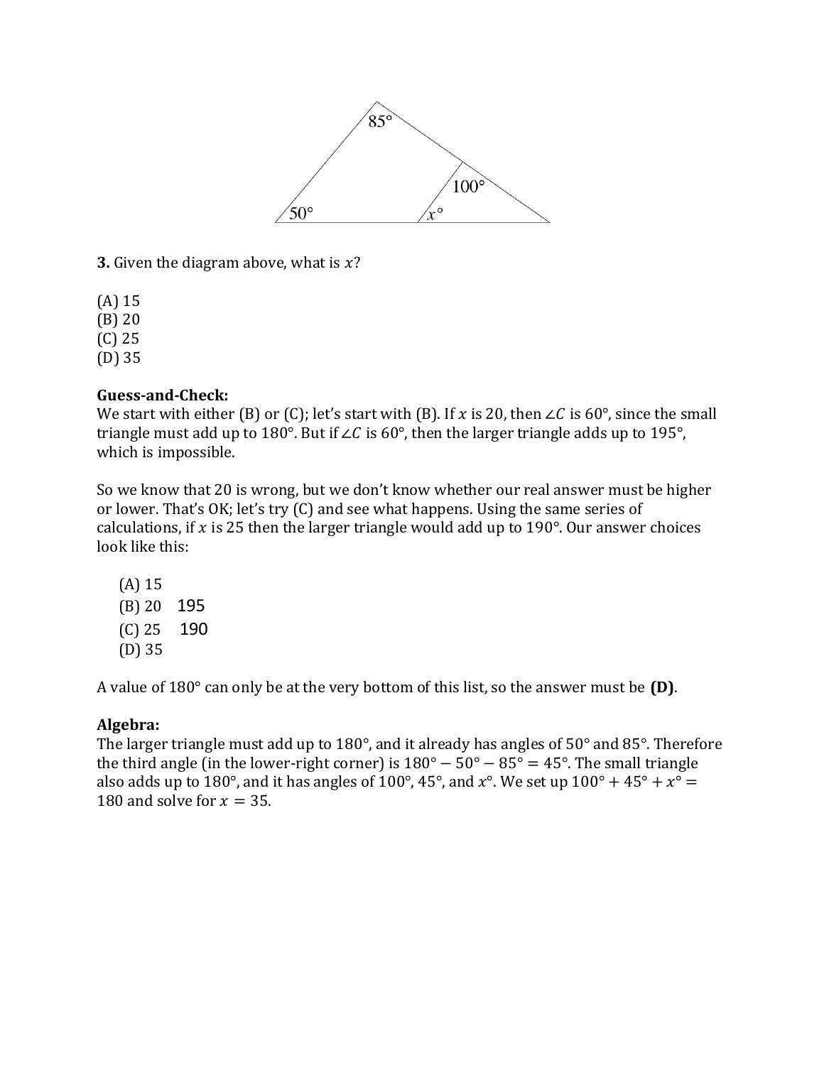**3.** Given the diagram above, what is $x$?

(A) 15
(B) 20
(C) 25
(D) 35

**Guess-and-Check:**
We start with either (B) or (C); let's start with (B). If $x$ is 20, then $\angle C$ is 60°, since the small triangle must add up to 180°. But if $\angle C$ is 60°, then the larger triangle adds up to 195°, which is impossible.

So we know that 20 is wrong, but we don't know whether our real answer must be higher or lower. That's OK; let's try (C) and see what happens. Using the same series of calculations, if $x$ is 25 then the larger triangle would add up to 190°. Our answer choices look like this:

(A) 15
(B) 20 195
(C) 25 190
(D) 35

A value of 180° can only be at the very bottom of this list, so the answer must be **(D)**.

**Algebra:**
The larger triangle must add up to 180°, and it already has angles of 50° and 85°. Therefore the third angle (in the lower-right corner) is $180° - 50° - 85° = 45°$. The small triangle also adds up to 180°, and it has angles of 100°, 45°, and $x°$. We set up $100° + 45° + x° = 180$ and solve for $x = 35$.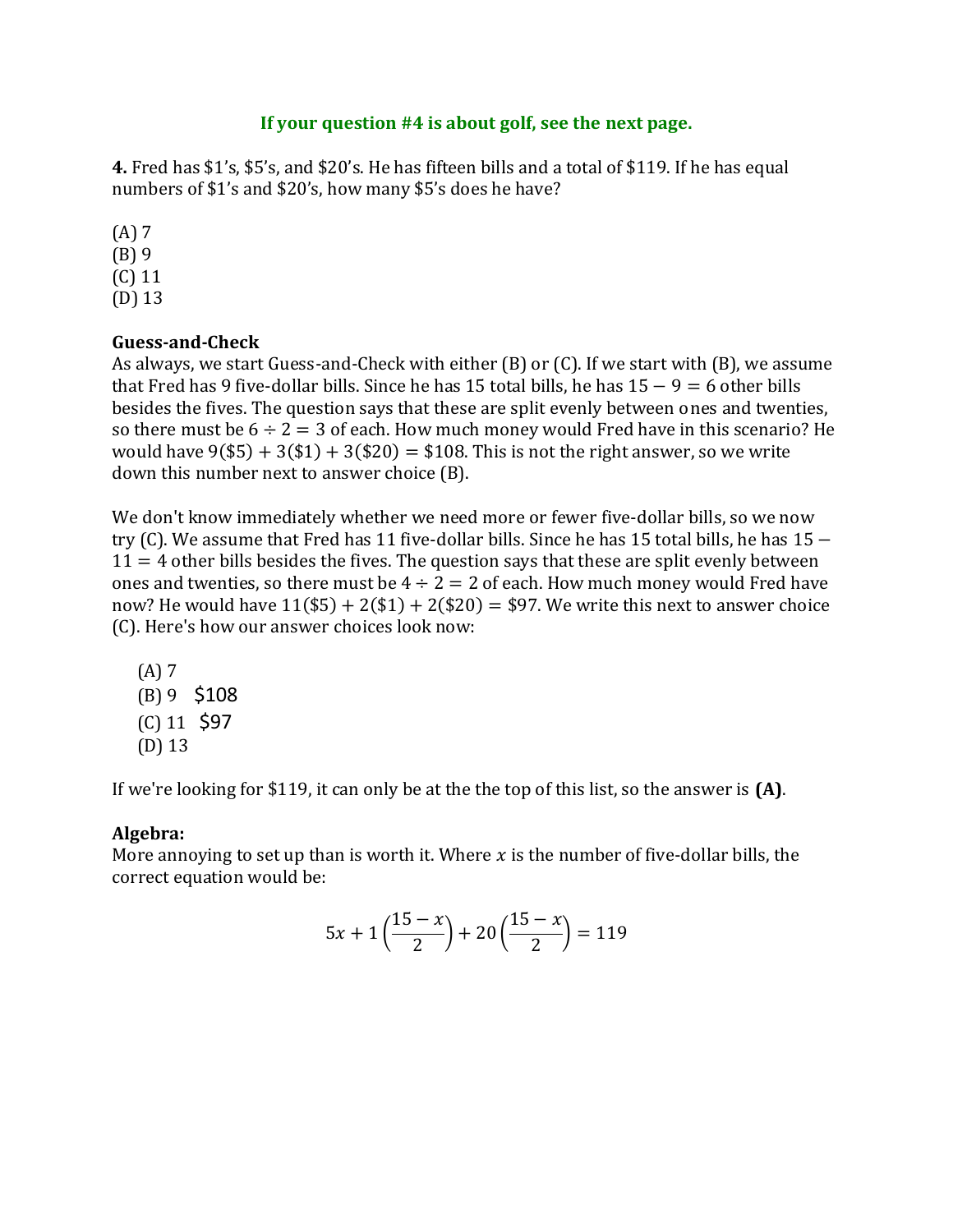**If your question #4 is about golf, see the next page.**

**4.** Fred has \$1's, \$5's, and \$20's. He has fifteen bills and a total of \$119. If he has equal numbers of \$1's and \$20's, how many \$5's does he have?

(A) 7
(B) 9
(C) 11
(D) 13

**Guess-and-Check**
As always, we start Guess-and-Check with either (B) or (C). If we start with (B), we assume that Fred has 9 five-dollar bills. Since he has 15 total bills, he has $15 - 9 = 6$ other bills besides the fives. The question says that these are split evenly between ones and twenties, so there must be $6 \div 2 = 3$ of each. How much money would Fred have in this scenario? He would have $9(\$5) + 3(\$1) + 3(\$20) = \$108$. This is not the right answer, so we write down this number next to answer choice (B).

We don't know immediately whether we need more or fewer five-dollar bills, so we now try (C). We assume that Fred has 11 five-dollar bills. Since he has 15 total bills, he has $15 - 11 = 4$ other bills besides the fives. The question says that these are split evenly between ones and twenties, so there must be $4 \div 2 = 2$ of each. How much money would Fred have now? He would have $11(\$5) + 2(\$1) + 2(\$20) = \$97$. We write this next to answer choice (C). Here's how our answer choices look now:

(A) 7
(B) 9 \$108
(C) 11 \$97
(D) 13

If we're looking for \$119, it can only be at the the top of this list, so the answer is **(A)**.

**Algebra:**
More annoying to set up than is worth it. Where $x$ is the number of five-dollar bills, the correct equation would be:

$$5x + 1\left(\frac{15 - x}{2}\right) + 20\left(\frac{15 - x}{2}\right) = 119$$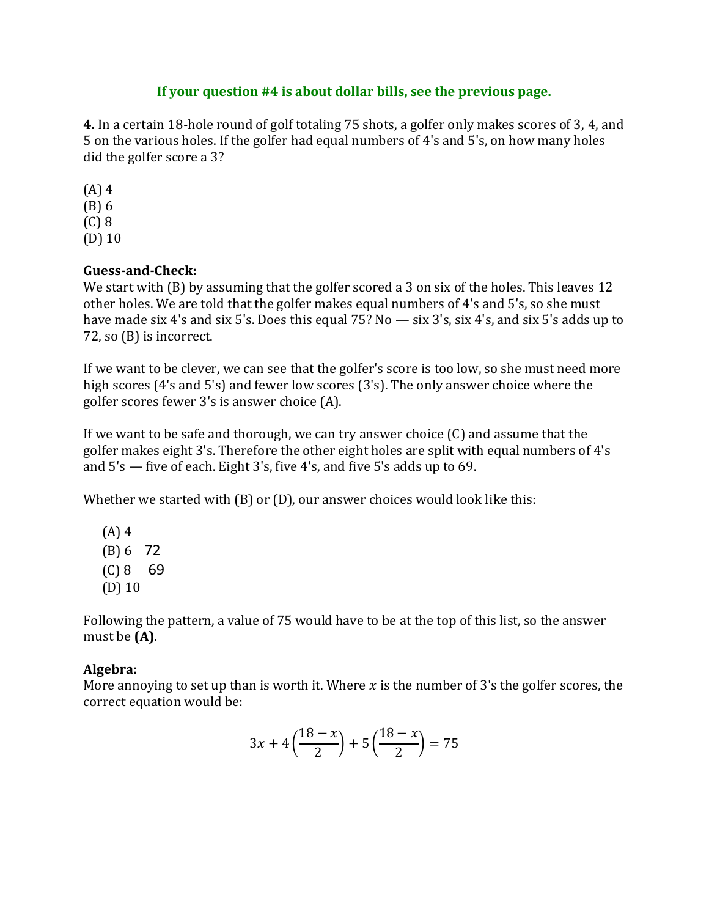**If your question #4 is about dollar bills, see the previous page.**

**4.** In a certain 18-hole round of golf totaling 75 shots, a golfer only makes scores of 3, 4, and 5 on the various holes. If the golfer had equal numbers of 4's and 5's, on how many holes did the golfer score a 3?

(A) 4
(B) 6
(C) 8
(D) 10

**Guess-and-Check:**
We start with (B) by assuming that the golfer scored a 3 on six of the holes. This leaves 12 other holes. We are told that the golfer makes equal numbers of 4's and 5's, so she must have made six 4's and six 5's. Does this equal 75? No — six 3's, six 4's, and six 5's adds up to 72, so (B) is incorrect.

If we want to be clever, we can see that the golfer's score is too low, so she must need more high scores (4's and 5's) and fewer low scores (3's). The only answer choice where the golfer scores fewer 3's is answer choice (A).

If we want to be safe and thorough, we can try answer choice (C) and assume that the golfer makes eight 3's. Therefore the other eight holes are split with equal numbers of 4's and 5's — five of each. Eight 3's, five 4's, and five 5's adds up to 69.

Whether we started with (B) or (D), our answer choices would look like this:

(A) 4
(B) 6 72
(C) 8 69
(D) 10

Following the pattern, a value of 75 would have to be at the top of this list, so the answer must be **(A)**.

**Algebra:**
More annoying to set up than is worth it. Where $x$ is the number of 3's the golfer scores, the correct equation would be:

$$3x + 4\left(\frac{18-x}{2}\right) + 5\left(\frac{18-x}{2}\right) = 75$$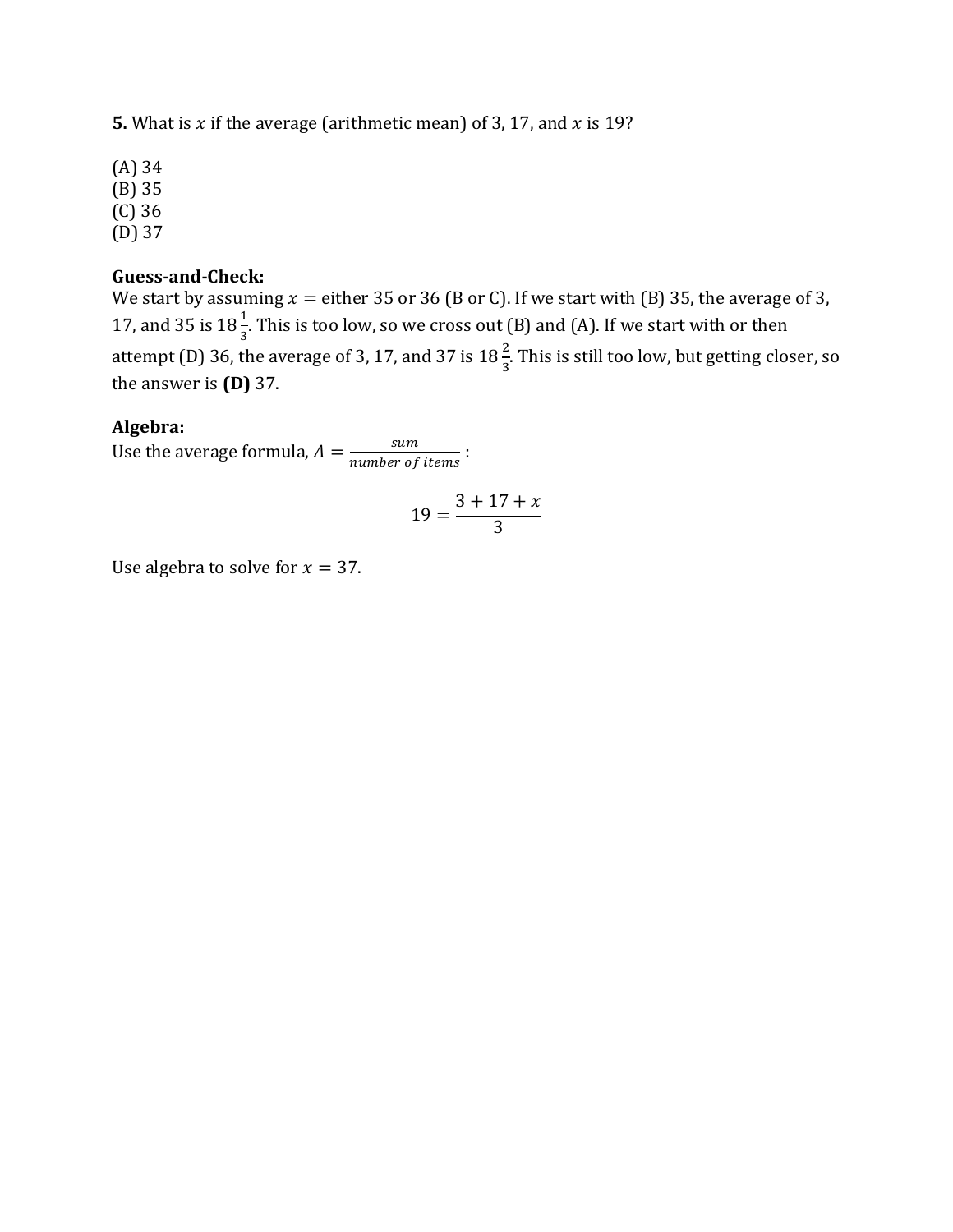**5.** What is $x$ if the average (arithmetic mean) of 3, 17, and $x$ is 19?

(A) 34
(B) 35
(C) 36
(D) 37

**Guess-and-Check:**
We start by assuming $x =$ either 35 or 36 (B or C). If we start with (B) 35, the average of 3, 17, and 35 is $18\frac{1}{3}$. This is too low, so we cross out (B) and (A). If we start with or then attempt (D) 36, the average of 3, 17, and 37 is $18\frac{2}{3}$. This is still too low, but getting closer, so the answer is **(D)** 37.

**Algebra:**
Use the average formula, $A = \frac{sum}{number\ of\ items}$ :

$$19 = \frac{3 + 17 + x}{3}$$

Use algebra to solve for $x = 37$.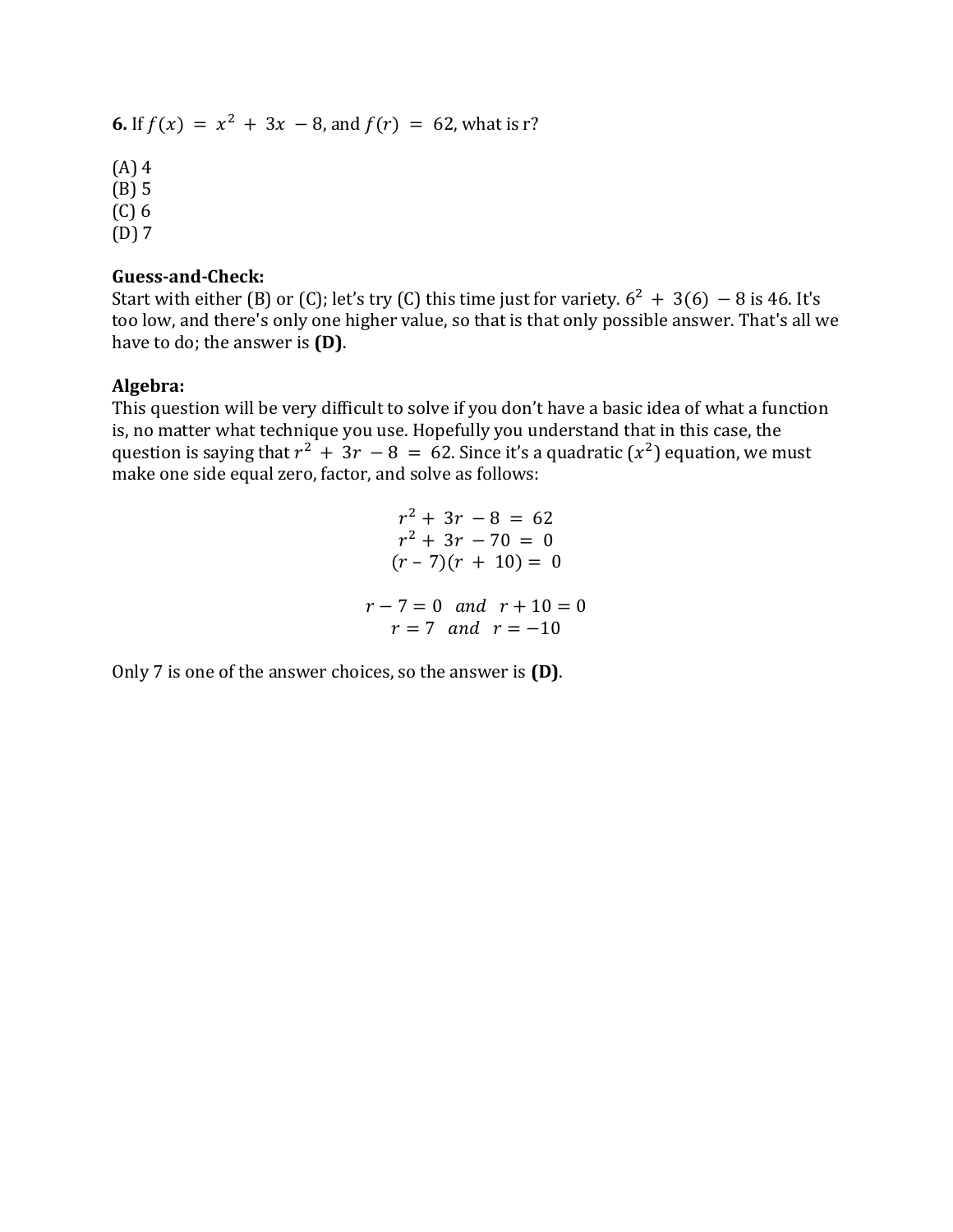**6.** If $f(x) = x^2 + 3x - 8$, and $f(r) = 62$, what is r?

(A) 4
(B) 5
(C) 6
(D) 7

**Guess-and-Check:**
Start with either (B) or (C); let's try (C) this time just for variety. $6^2 + 3(6) - 8$ is 46. It's too low, and there's only one higher value, so that is that only possible answer. That's all we have to do; the answer is **(D)**.

**Algebra:**
This question will be very difficult to solve if you don't have a basic idea of what a function is, no matter what technique you use. Hopefully you understand that in this case, the question is saying that $r^2 + 3r - 8 = 62$. Since it's a quadratic ($x^2$) equation, we must make one side equal zero, factor, and solve as follows:

$$r^2 + 3r - 8 = 62$$
$$r^2 + 3r - 70 = 0$$
$$(r - 7)(r + 10) = 0$$

$$r - 7 = 0 \quad and \quad r + 10 = 0$$
$$r = 7 \quad and \quad r = -10$$

Only 7 is one of the answer choices, so the answer is **(D)**.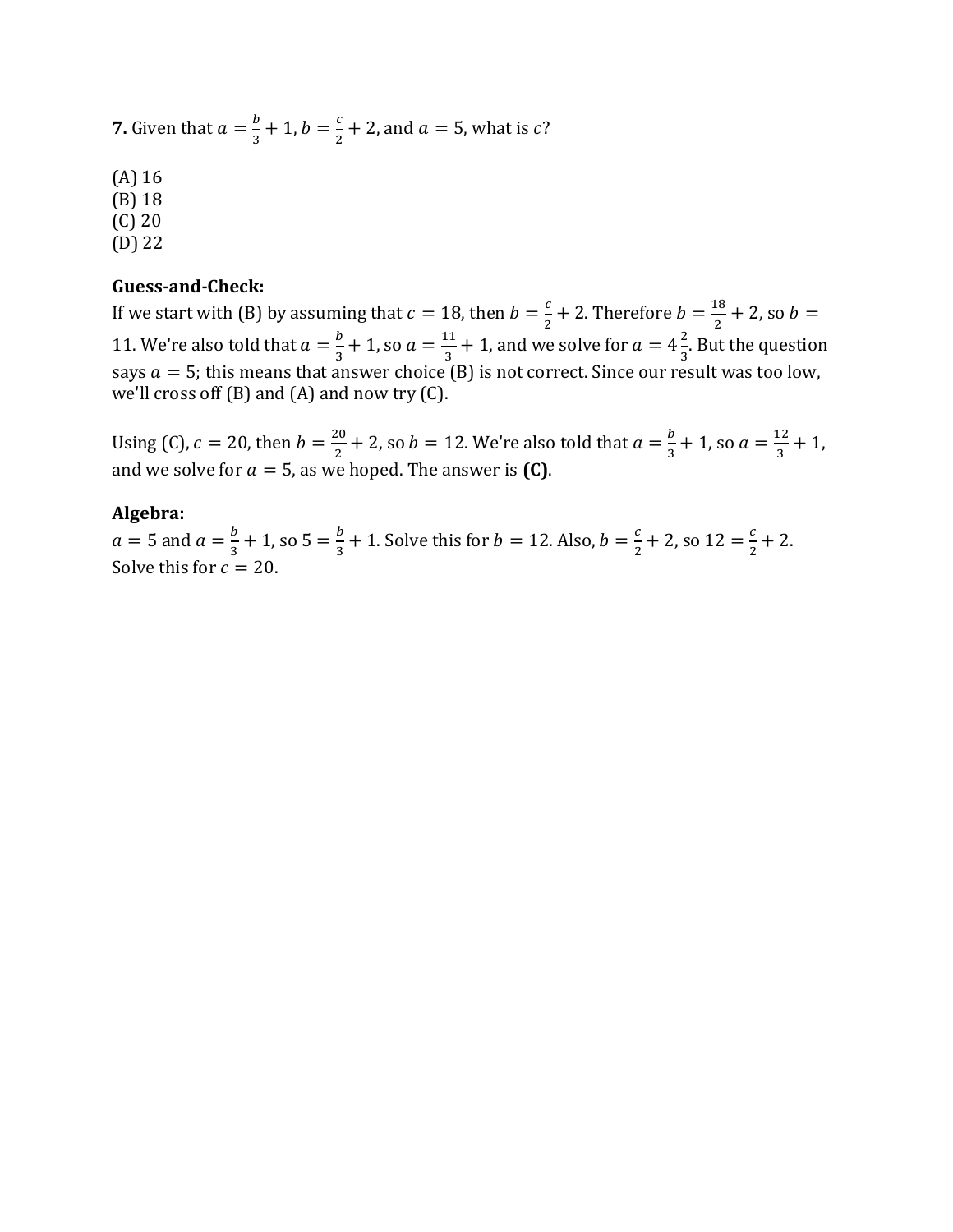**7.** Given that $a = \frac{b}{3} + 1$, $b = \frac{c}{2} + 2$, and $a = 5$, what is $c$?

(A) 16
(B) 18
(C) 20
(D) 22

**Guess-and-Check:**
If we start with (B) by assuming that $c = 18$, then $b = \frac{c}{2} + 2$. Therefore $b = \frac{18}{2} + 2$, so $b = 11$. We're also told that $a = \frac{b}{3} + 1$, so $a = \frac{11}{3} + 1$, and we solve for $a = 4\frac{2}{3}$. But the question says $a = 5$; this means that answer choice (B) is not correct. Since our result was too low, we'll cross off (B) and (A) and now try (C).

Using (C), $c = 20$, then $b = \frac{20}{2} + 2$, so $b = 12$. We're also told that $a = \frac{b}{3} + 1$, so $a = \frac{12}{3} + 1$, and we solve for $a = 5$, as we hoped. The answer is **(C)**.

**Algebra:**
$a = 5$ and $a = \frac{b}{3} + 1$, so $5 = \frac{b}{3} + 1$. Solve this for $b = 12$. Also, $b = \frac{c}{2} + 2$, so $12 = \frac{c}{2} + 2$. Solve this for $c = 20$.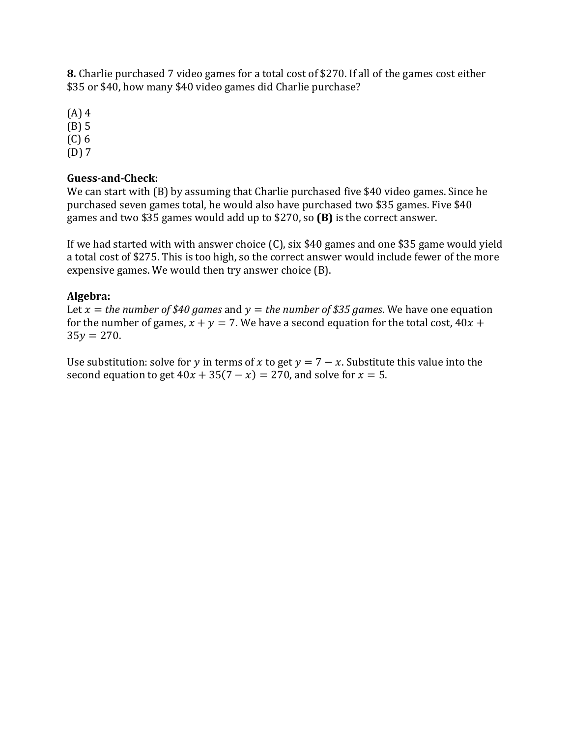**8.** Charlie purchased 7 video games for a total cost of $270. If all of the games cost either $35 or $40, how many $40 video games did Charlie purchase?

(A) 4
(B) 5
(C) 6
(D) 7

**Guess-and-Check:**
We can start with (B) by assuming that Charlie purchased five $40 video games. Since he purchased seven games total, he would also have purchased two $35 games. Five $40 games and two $35 games would add up to $270, so **(B)** is the correct answer.

If we had started with with answer choice (C), six $40 games and one $35 game would yield a total cost of $275. This is too high, so the correct answer would include fewer of the more expensive games. We would then try answer choice (B).

**Algebra:**
Let $x =$ *the number of $40 games* and $y =$ *the number of $35 games*. We have one equation for the number of games, $x + y = 7$. We have a second equation for the total cost, $40x + 35y = 270$.

Use substitution: solve for $y$ in terms of $x$ to get $y = 7 - x$. Substitute this value into the second equation to get $40x + 35(7 - x) = 270$, and solve for $x = 5$.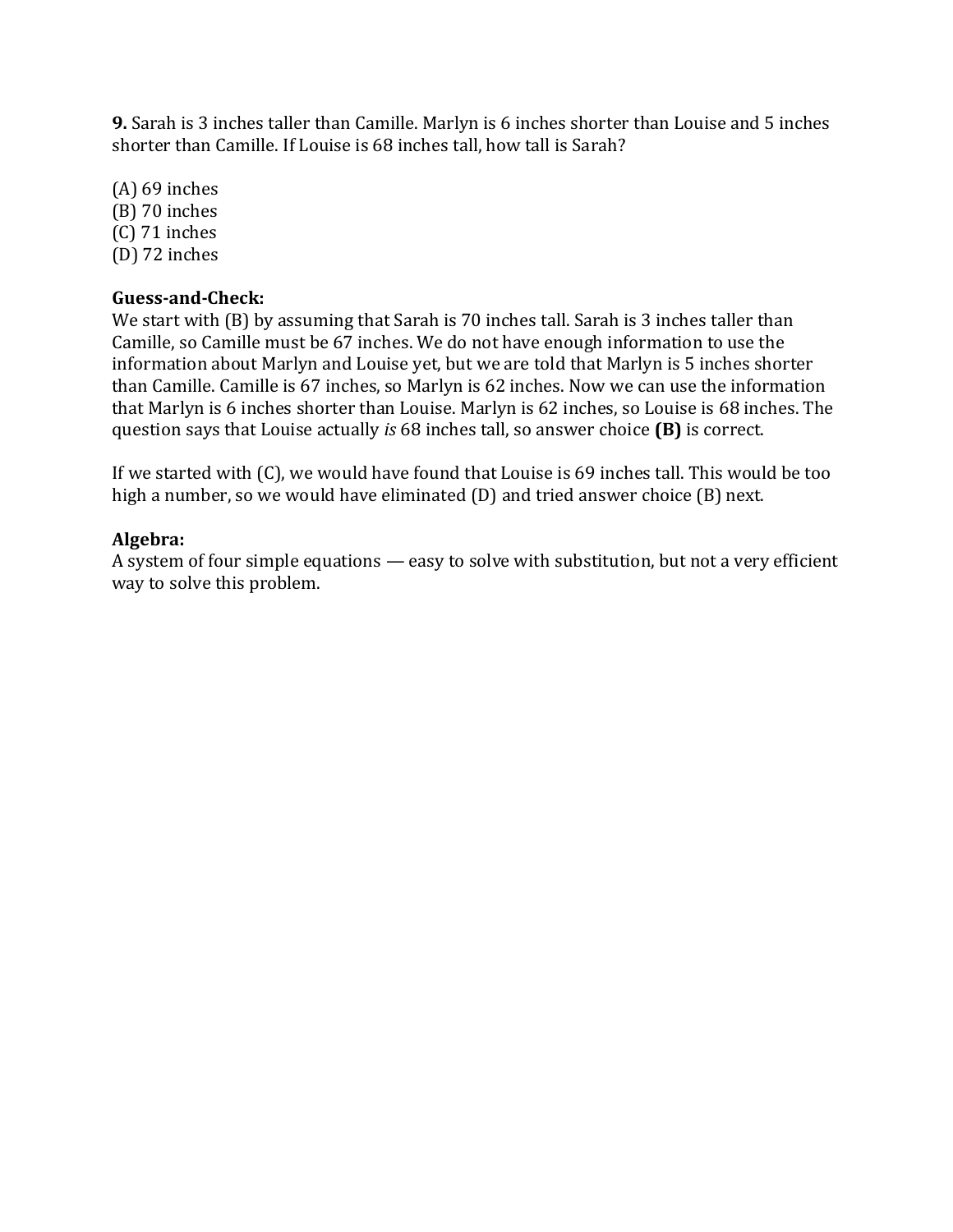**9.** Sarah is 3 inches taller than Camille. Marlyn is 6 inches shorter than Louise and 5 inches shorter than Camille. If Louise is 68 inches tall, how tall is Sarah?

(A) 69 inches
(B) 70 inches
(C) 71 inches
(D) 72 inches

**Guess-and-Check:**
We start with (B) by assuming that Sarah is 70 inches tall. Sarah is 3 inches taller than Camille, so Camille must be 67 inches. We do not have enough information to use the information about Marlyn and Louise yet, but we are told that Marlyn is 5 inches shorter than Camille. Camille is 67 inches, so Marlyn is 62 inches. Now we can use the information that Marlyn is 6 inches shorter than Louise. Marlyn is 62 inches, so Louise is 68 inches. The question says that Louise actually *is* 68 inches tall, so answer choice **(B)** is correct.

If we started with (C), we would have found that Louise is 69 inches tall. This would be too high a number, so we would have eliminated (D) and tried answer choice (B) next.

**Algebra:**
A system of four simple equations — easy to solve with substitution, but not a very efficient way to solve this problem.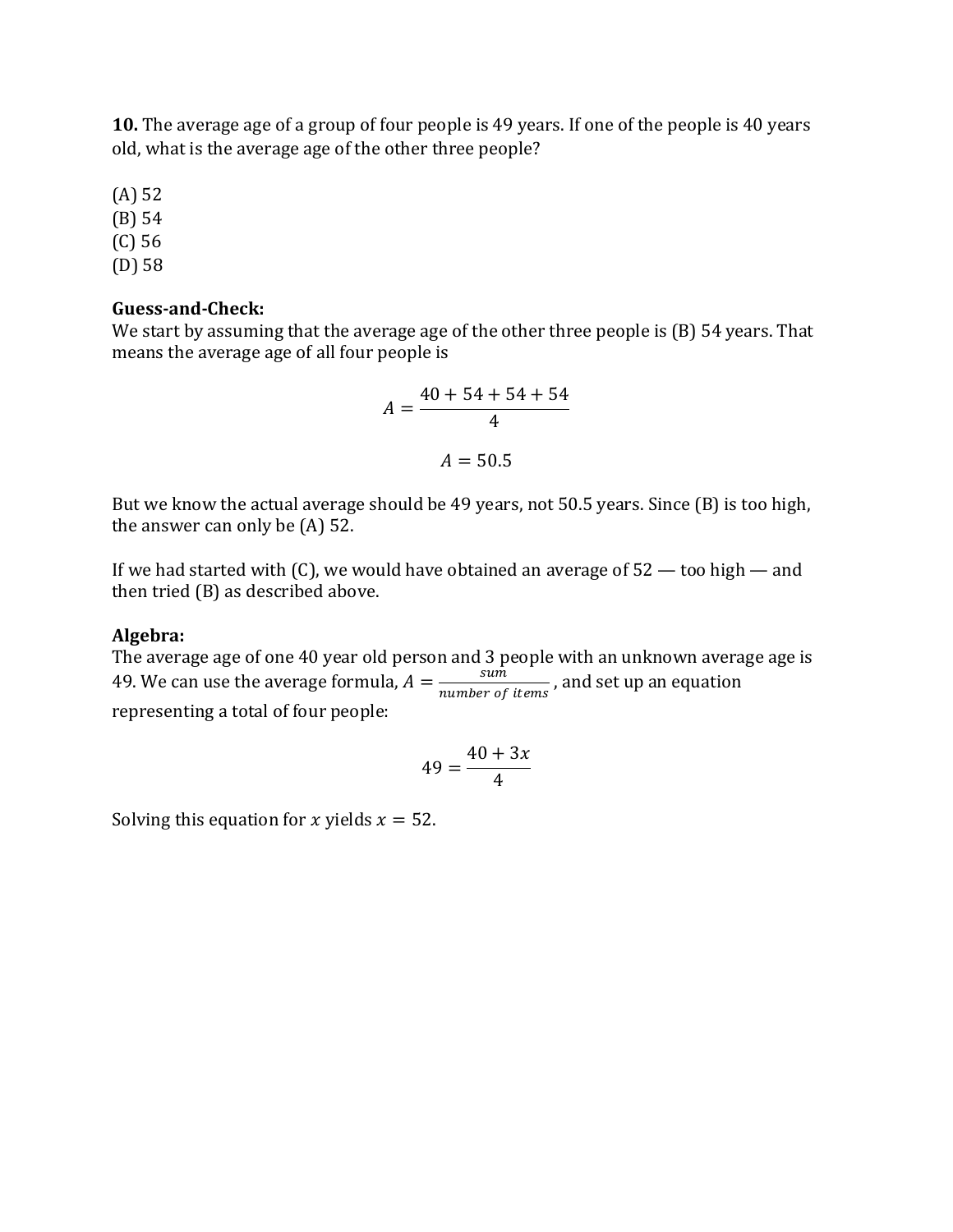**10.** The average age of a group of four people is 49 years. If one of the people is 40 years old, what is the average age of the other three people?

(A) 52
(B) 54
(C) 56
(D) 58

**Guess-and-Check:**
We start by assuming that the average age of the other three people is (B) 54 years. That means the average age of all four people is

$$A = \frac{40 + 54 + 54 + 54}{4}$$

$$A = 50.5$$

But we know the actual average should be 49 years, not 50.5 years. Since (B) is too high, the answer can only be (A) 52.

If we had started with (C), we would have obtained an average of 52 — too high — and then tried (B) as described above.

**Algebra:**
The average age of one 40 year old person and 3 people with an unknown average age is 49. We can use the average formula, $A = \frac{sum}{number\ of\ items}$, and set up an equation representing a total of four people:

$$49 = \frac{40 + 3x}{4}$$

Solving this equation for $x$ yields $x = 52$.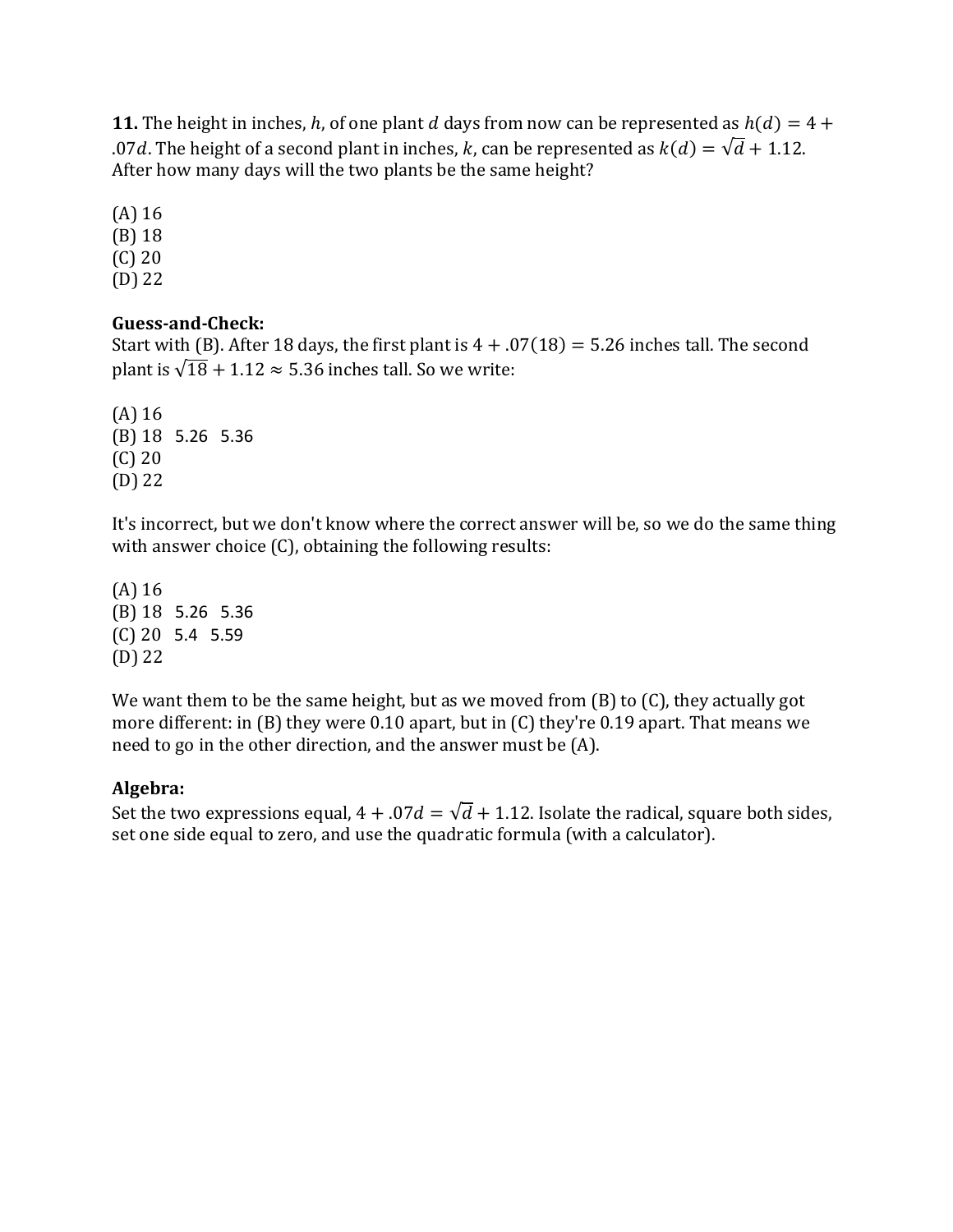**11.** The height in inches, $h$, of one plant $d$ days from now can be represented as $h(d) = 4 + .07d$. The height of a second plant in inches, $k$, can be represented as $k(d) = \sqrt{d} + 1.12$. After how many days will the two plants be the same height?

(A) 16
(B) 18
(C) 20
(D) 22

**Guess-and-Check:**
Start with (B). After 18 days, the first plant is $4 + .07(18) = 5.26$ inches tall. The second plant is $\sqrt{18} + 1.12 \approx 5.36$ inches tall. So we write:

(A) 16
(B) 18   5.26   5.36
(C) 20
(D) 22

It's incorrect, but we don't know where the correct answer will be, so we do the same thing with answer choice (C), obtaining the following results:

(A) 16
(B) 18   5.26   5.36
(C) 20   5.4   5.59
(D) 22

We want them to be the same height, but as we moved from (B) to (C), they actually got more different: in (B) they were 0.10 apart, but in (C) they're 0.19 apart. That means we need to go in the other direction, and the answer must be (A).

**Algebra:**
Set the two expressions equal, $4 + .07d = \sqrt{d} + 1.12$. Isolate the radical, square both sides, set one side equal to zero, and use the quadratic formula (with a calculator).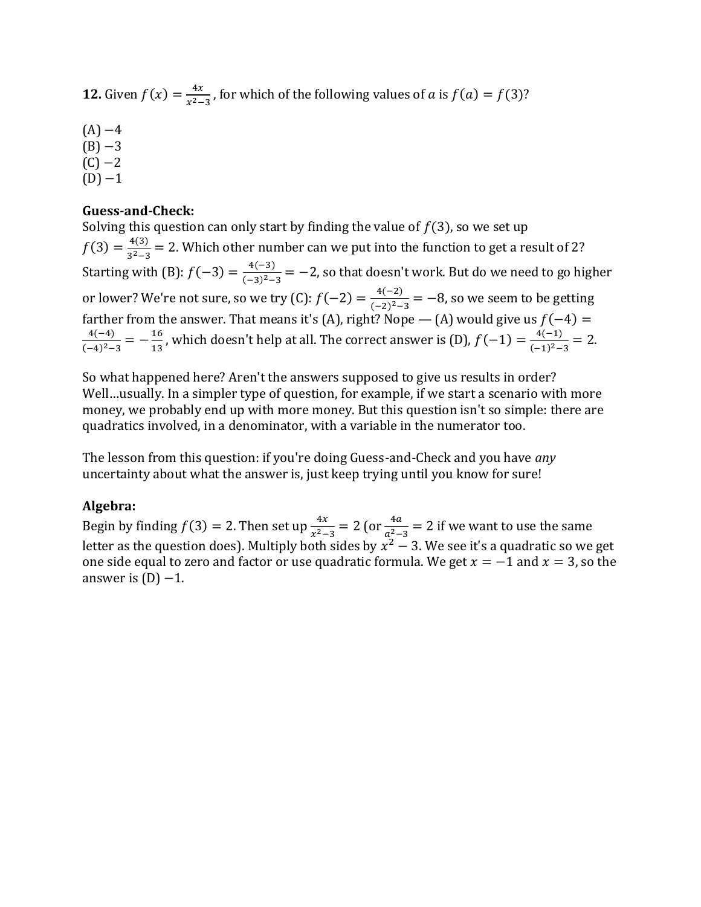**12.** Given $f(x) = \frac{4x}{x^2-3}$, for which of the following values of $a$ is $f(a) = f(3)$?

(A) $-4$
(B) $-3$
(C) $-2$
(D) $-1$

**Guess-and-Check:**
Solving this question can only start by finding the value of $f(3)$, so we set up $f(3) = \frac{4(3)}{3^2-3} = 2$. Which other number can we put into the function to get a result of 2? Starting with (B): $f(-3) = \frac{4(-3)}{(-3)^2-3} = -2$, so that doesn't work. But do we need to go higher or lower? We're not sure, so we try (C): $f(-2) = \frac{4(-2)}{(-2)^2-3} = -8$, so we seem to be getting farther from the answer. That means it's (A), right? Nope — (A) would give us $f(-4) = \frac{4(-4)}{(-4)^2-3} = -\frac{16}{13}$, which doesn't help at all. The correct answer is (D), $f(-1) = \frac{4(-1)}{(-1)^2-3} = 2$.

So what happened here? Aren't the answers supposed to give us results in order? Well…usually. In a simpler type of question, for example, if we start a scenario with more money, we probably end up with more money. But this question isn't so simple: there are quadratics involved, in a denominator, with a variable in the numerator too.

The lesson from this question: if you're doing Guess-and-Check and you have *any* uncertainty about what the answer is, just keep trying until you know for sure!

**Algebra:**
Begin by finding $f(3) = 2$. Then set up $\frac{4x}{x^2-3} = 2$ (or $\frac{4a}{a^2-3} = 2$ if we want to use the same letter as the question does). Multiply both sides by $x^2 - 3$. We see it's a quadratic so we get one side equal to zero and factor or use quadratic formula. We get $x = -1$ and $x = 3$, so the answer is (D) $-1$.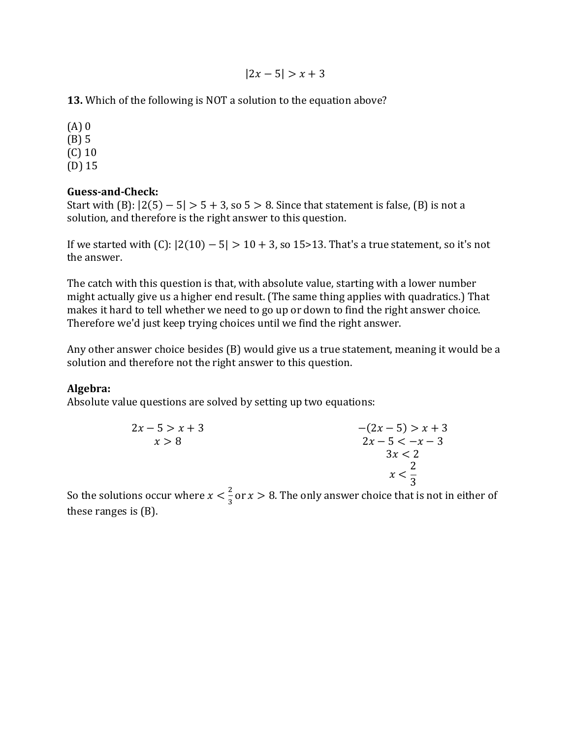$$|2x - 5| > x + 3$$

**13.** Which of the following is NOT a solution to the equation above?

(A) 0
(B) 5
(C) 10
(D) 15

**Guess-and-Check:**
Start with (B): $|2(5) - 5| > 5 + 3$, so $5 > 8$. Since that statement is false, (B) is not a solution, and therefore is the right answer to this question.

If we started with (C): $|2(10) - 5| > 10 + 3$, so $15>13$. That's a true statement, so it's not the answer.

The catch with this question is that, with absolute value, starting with a lower number might actually give us a higher end result. (The same thing applies with quadratics.) That makes it hard to tell whether we need to go up or down to find the right answer choice. Therefore we'd just keep trying choices until we find the right answer.

Any other answer choice besides (B) would give us a true statement, meaning it would be a solution and therefore not the right answer to this question.

**Algebra:**
Absolute value questions are solved by setting up two equations:

$$2x - 5 > x + 3$$
$$x > 8$$

$$-(2x - 5) > x + 3$$
$$2x - 5 < -x - 3$$
$$3x < 2$$
$$x < \frac{2}{3}$$

So the solutions occur where $x < \frac{2}{3}$ or $x > 8$. The only answer choice that is not in either of these ranges is (B).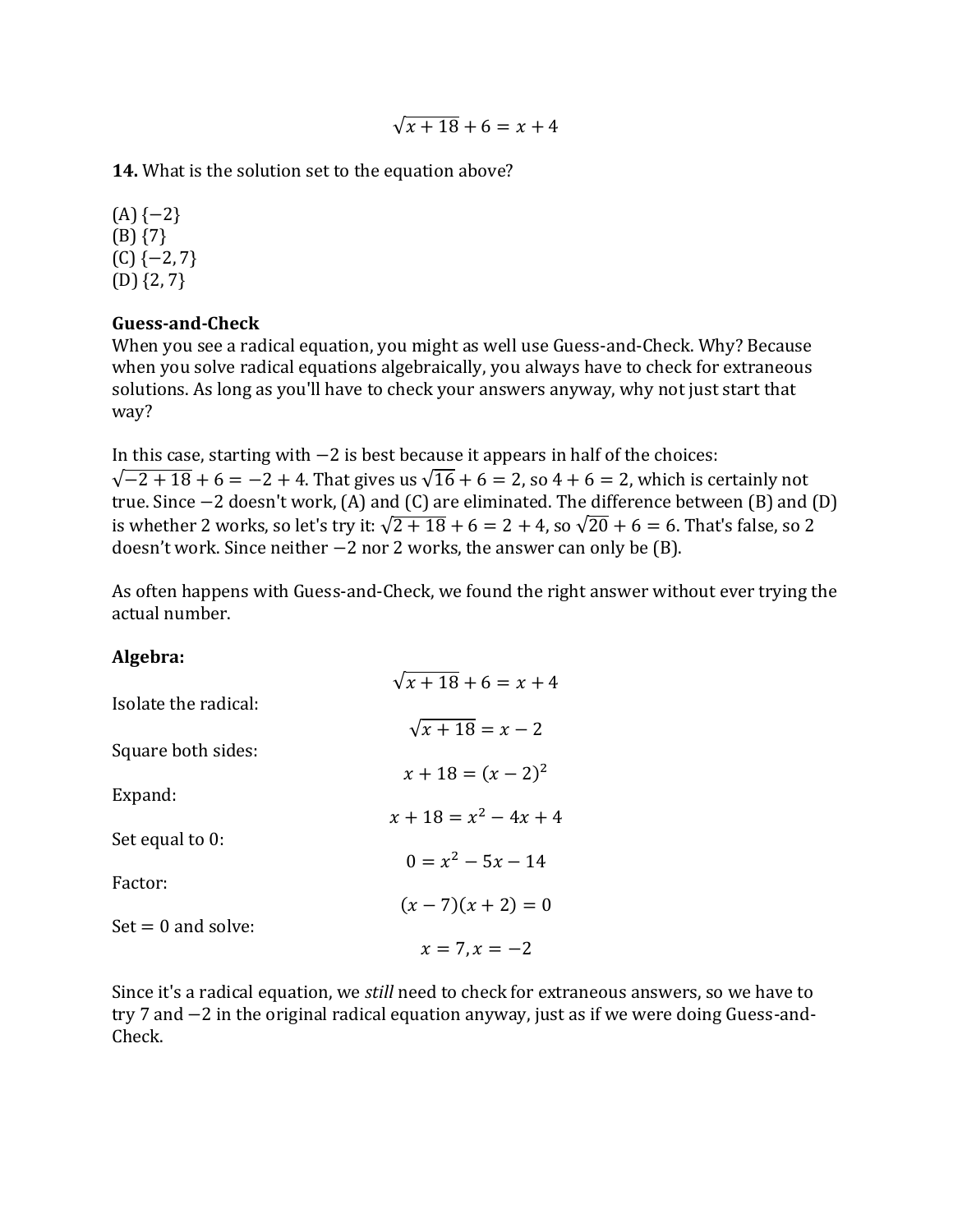$$\sqrt{x + 18} + 6 = x + 4$$

**14.** What is the solution set to the equation above?

(A) $\{-2\}$
(B) $\{7\}$
(C) $\{-2, 7\}$
(D) $\{2, 7\}$

**Guess-and-Check**
When you see a radical equation, you might as well use Guess-and-Check. Why? Because when you solve radical equations algebraically, you always have to check for extraneous solutions. As long as you'll have to check your answers anyway, why not just start that way?

In this case, starting with $-2$ is best because it appears in half of the choices: $\sqrt{-2 + 18} + 6 = -2 + 4$. That gives us $\sqrt{16} + 6 = 2$, so $4 + 6 = 2$, which is certainly not true. Since $-2$ doesn't work, (A) and (C) are eliminated. The difference between (B) and (D) is whether 2 works, so let's try it: $\sqrt{2 + 18} + 6 = 2 + 4$, so $\sqrt{20} + 6 = 6$. That's false, so 2 doesn't work. Since neither $-2$ nor 2 works, the answer can only be (B).

As often happens with Guess-and-Check, we found the right answer without ever trying the actual number.

**Algebra:**

$$\sqrt{x + 18} + 6 = x + 4$$

Isolate the radical:

$$\sqrt{x + 18} = x - 2$$

Square both sides:

$$x + 18 = (x - 2)^2$$

Expand:

$$x + 18 = x^2 - 4x + 4$$

Set equal to 0:

$$0 = x^2 - 5x - 14$$

Factor:

$$(x - 7)(x + 2) = 0$$

Set = 0 and solve:

$$x = 7, x = -2$$

Since it's a radical equation, we *still* need to check for extraneous answers, so we have to try 7 and $-2$ in the original radical equation anyway, just as if we were doing Guess-and-Check.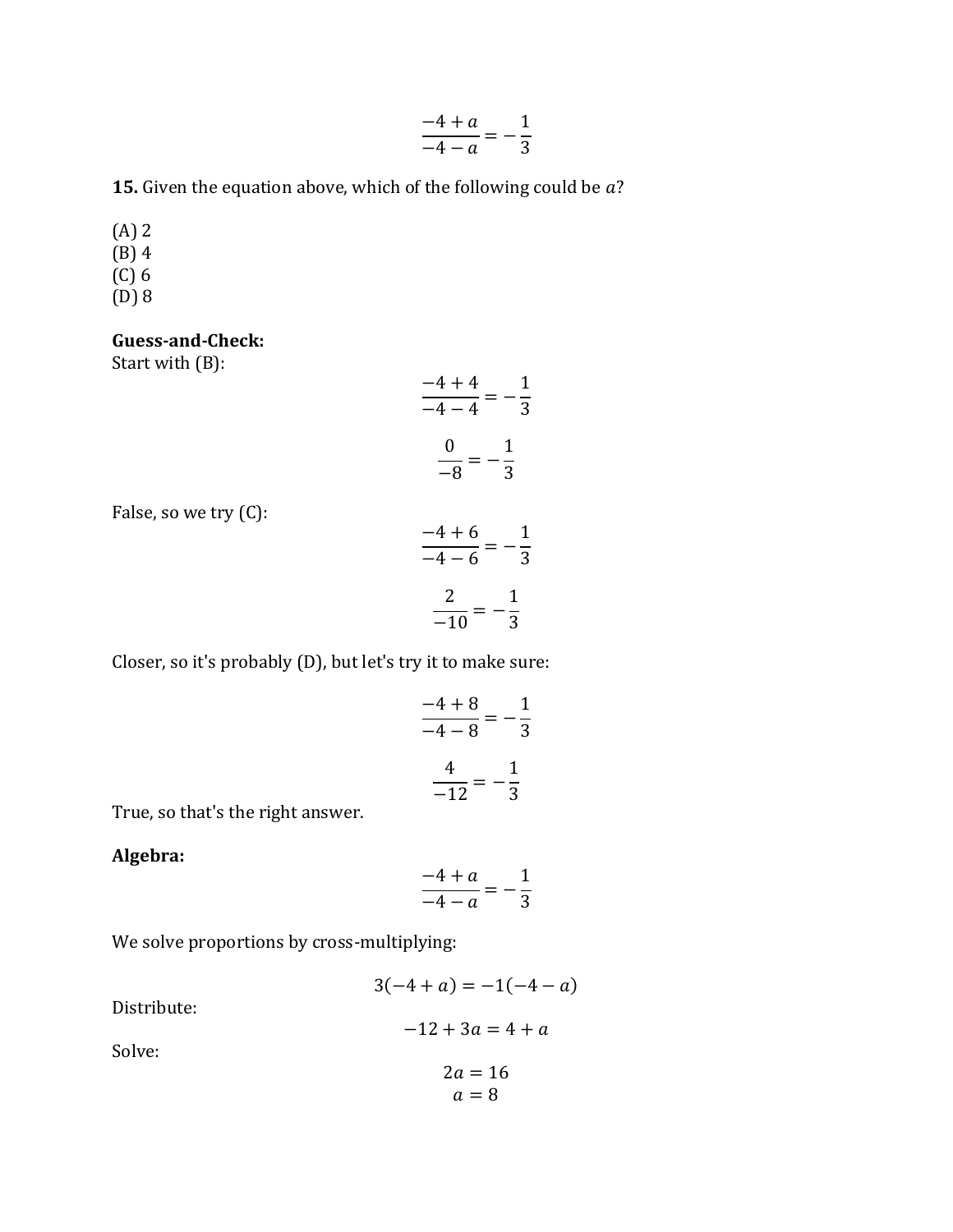$$\frac{-4 + a}{-4 - a} = -\frac{1}{3}$$

**15.** Given the equation above, which of the following could be $a$?

(A) 2
(B) 4
(C) 6
(D) 8

**Guess-and-Check:**
Start with (B):

$$\frac{-4 + 4}{-4 - 4} = -\frac{1}{3}$$

$$\frac{0}{-8} = -\frac{1}{3}$$

False, so we try (C):

$$\frac{-4 + 6}{-4 - 6} = -\frac{1}{3}$$

$$\frac{2}{-10} = -\frac{1}{3}$$

Closer, so it's probably (D), but let's try it to make sure:

$$\frac{-4 + 8}{-4 - 8} = -\frac{1}{3}$$

$$\frac{4}{-12} = -\frac{1}{3}$$

True, so that's the right answer.

**Algebra:**

$$\frac{-4 + a}{-4 - a} = -\frac{1}{3}$$

We solve proportions by cross-multiplying:

$$3(-4 + a) = -1(-4 - a)$$

Distribute:

$$-12 + 3a = 4 + a$$

Solve:

$$2a = 16$$
$$a = 8$$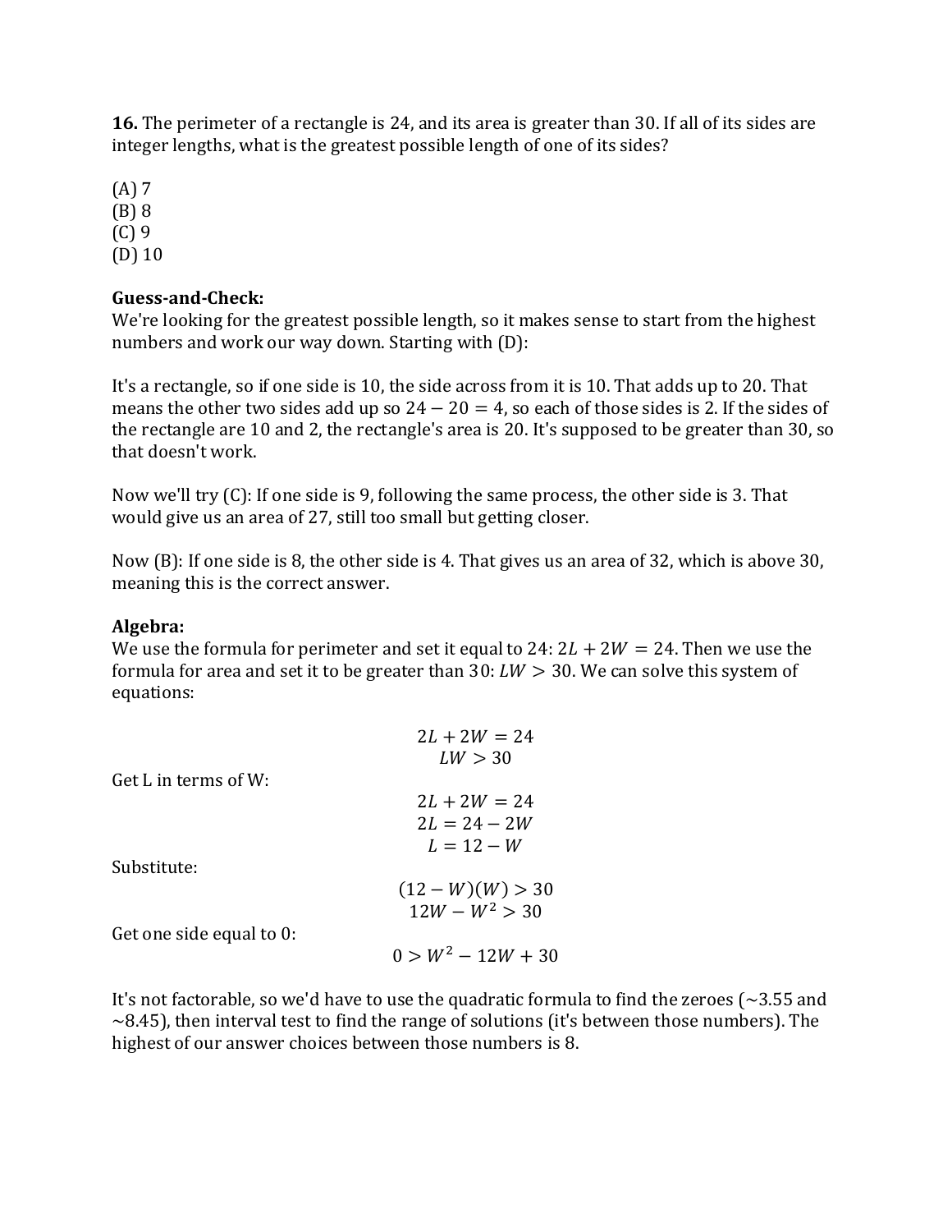**16.** The perimeter of a rectangle is 24, and its area is greater than 30. If all of its sides are integer lengths, what is the greatest possible length of one of its sides?

(A) 7
(B) 8
(C) 9
(D) 10

**Guess-and-Check:**
We're looking for the greatest possible length, so it makes sense to start from the highest numbers and work our way down. Starting with (D):

It's a rectangle, so if one side is 10, the side across from it is 10. That adds up to 20. That means the other two sides add up so $24 - 20 = 4$, so each of those sides is 2. If the sides of the rectangle are 10 and 2, the rectangle's area is 20. It's supposed to be greater than 30, so that doesn't work.

Now we'll try (C): If one side is 9, following the same process, the other side is 3. That would give us an area of 27, still too small but getting closer.

Now (B): If one side is 8, the other side is 4. That gives us an area of 32, which is above 30, meaning this is the correct answer.

**Algebra:**
We use the formula for perimeter and set it equal to 24: $2L + 2W = 24$. Then we use the formula for area and set it to be greater than 30: $LW > 30$. We can solve this system of equations:

$$2L + 2W = 24$$
$$LW > 30$$

Get L in terms of W:

$$2L + 2W = 24$$
$$2L = 24 - 2W$$
$$L = 12 - W$$

Substitute:

$$(12 - W)(W) > 30$$
$$12W - W^2 > 30$$

Get one side equal to 0:

$$0 > W^2 - 12W + 30$$

It's not factorable, so we'd have to use the quadratic formula to find the zeroes (~3.55 and ~8.45), then interval test to find the range of solutions (it's between those numbers). The highest of our answer choices between those numbers is 8.